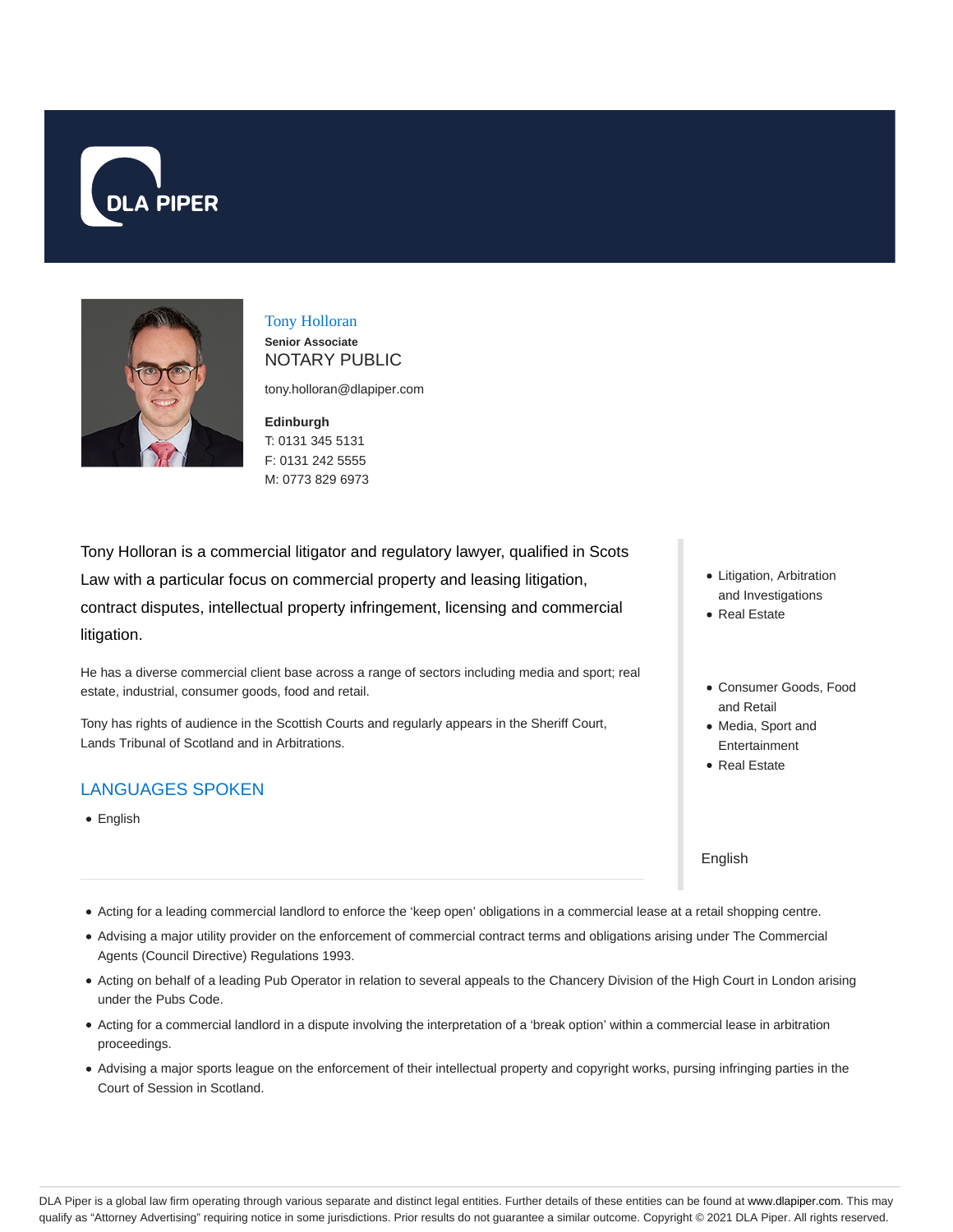DLA PIPER

# Tony Holloran

**Senior Associate**

NOTARY PUBLIC

tony.holloran@dlapiper.com

**Edinburgh**
T: 0131 345 5131
F: 0131 242 5555
M: 0773 829 6973

Tony Holloran is a commercial litigator and regulatory lawyer, qualified in Scots Law with a particular focus on commercial property and leasing litigation, contract disputes, intellectual property infringement, licensing and commercial litigation.

He has a diverse commercial client base across a range of sectors including media and sport; real estate, industrial, consumer goods, food and retail.

Tony has rights of audience in the Scottish Courts and regularly appears in the Sheriff Court, Lands Tribunal of Scotland and in Arbitrations.

## LANGUAGES SPOKEN

- English

- Litigation, Arbitration and Investigations
- Real Estate

- Consumer Goods, Food and Retail
- Media, Sport and Entertainment
- Real Estate

English

- Acting for a leading commercial landlord to enforce the 'keep open' obligations in a commercial lease at a retail shopping centre.
- Advising a major utility provider on the enforcement of commercial contract terms and obligations arising under The Commercial Agents (Council Directive) Regulations 1993.
- Acting on behalf of a leading Pub Operator in relation to several appeals to the Chancery Division of the High Court in London arising under the Pubs Code.
- Acting for a commercial landlord in a dispute involving the interpretation of a 'break option' within a commercial lease in arbitration proceedings.
- Advising a major sports league on the enforcement of their intellectual property and copyright works, pursing infringing parties in the Court of Session in Scotland.

DLA Piper is a global law firm operating through various separate and distinct legal entities. Further details of these entities can be found at www.dlapiper.com. This may qualify as "Attorney Advertising" requiring notice in some jurisdictions. Prior results do not guarantee a similar outcome. Copyright © 2021 DLA Piper. All rights reserved.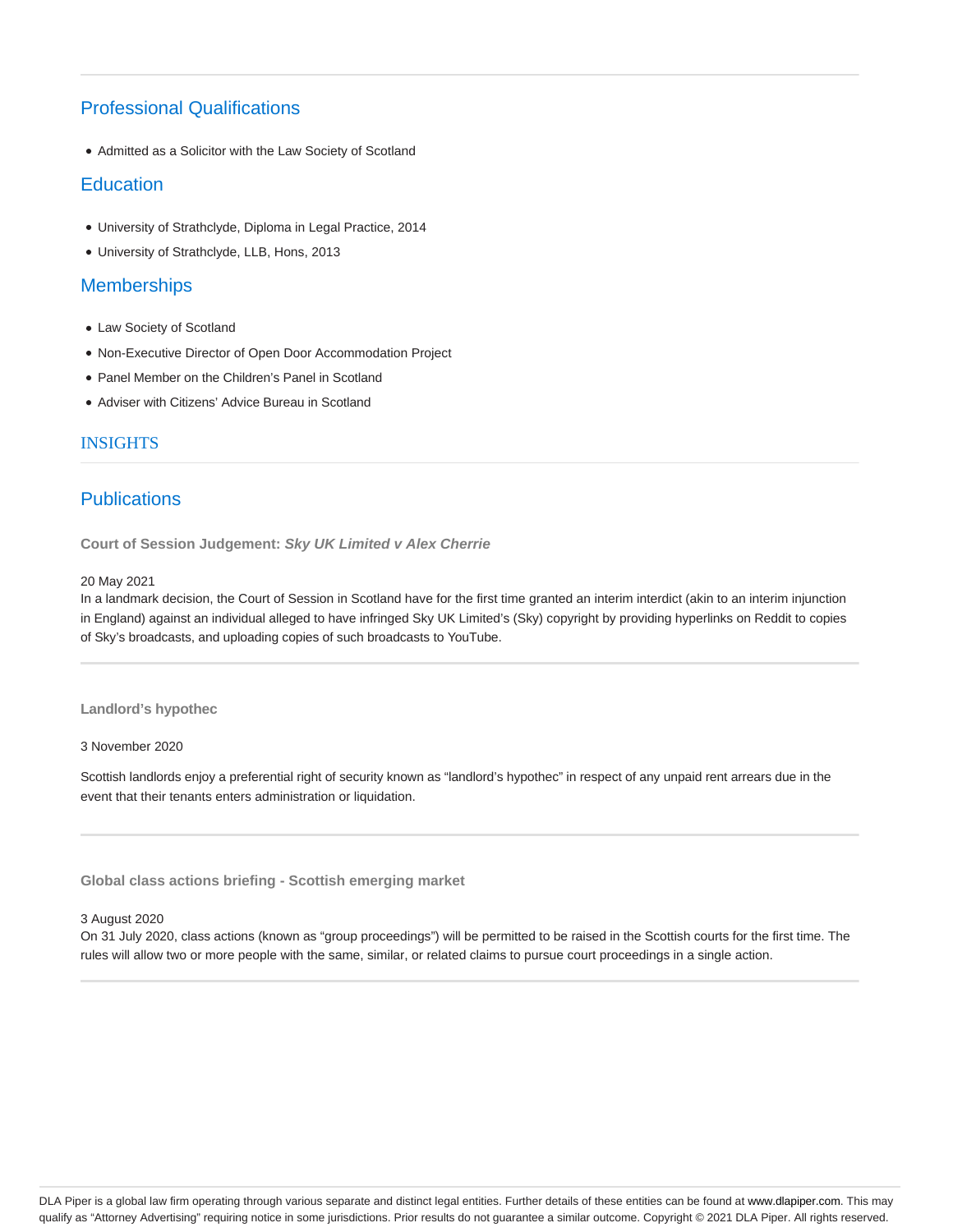## Professional Qualifications

- Admitted as a Solicitor with the Law Society of Scotland

## Education

- University of Strathclyde, Diploma in Legal Practice, 2014
- University of Strathclyde, LLB, Hons, 2013

## Memberships

- Law Society of Scotland
- Non-Executive Director of Open Door Accommodation Project
- Panel Member on the Children's Panel in Scotland
- Adviser with Citizens' Advice Bureau in Scotland

## INSIGHTS

## Publications

**Court of Session Judgement: *Sky UK Limited v Alex Cherrie***

20 May 2021

In a landmark decision, the Court of Session in Scotland have for the first time granted an interim interdict (akin to an interim injunction in England) against an individual alleged to have infringed Sky UK Limited's (Sky) copyright by providing hyperlinks on Reddit to copies of Sky's broadcasts, and uploading copies of such broadcasts to YouTube.

---

**Landlord's hypothec**

3 November 2020

Scottish landlords enjoy a preferential right of security known as "landlord's hypothec" in respect of any unpaid rent arrears due in the event that their tenants enters administration or liquidation.

---

**Global class actions briefing - Scottish emerging market**

3 August 2020

On 31 July 2020, class actions (known as "group proceedings") will be permitted to be raised in the Scottish courts for the first time. The rules will allow two or more people with the same, similar, or related claims to pursue court proceedings in a single action.

---

DLA Piper is a global law firm operating through various separate and distinct legal entities. Further details of these entities can be found at www.dlapiper.com. This may qualify as "Attorney Advertising" requiring notice in some jurisdictions. Prior results do not guarantee a similar outcome. Copyright © 2021 DLA Piper. All rights reserved.